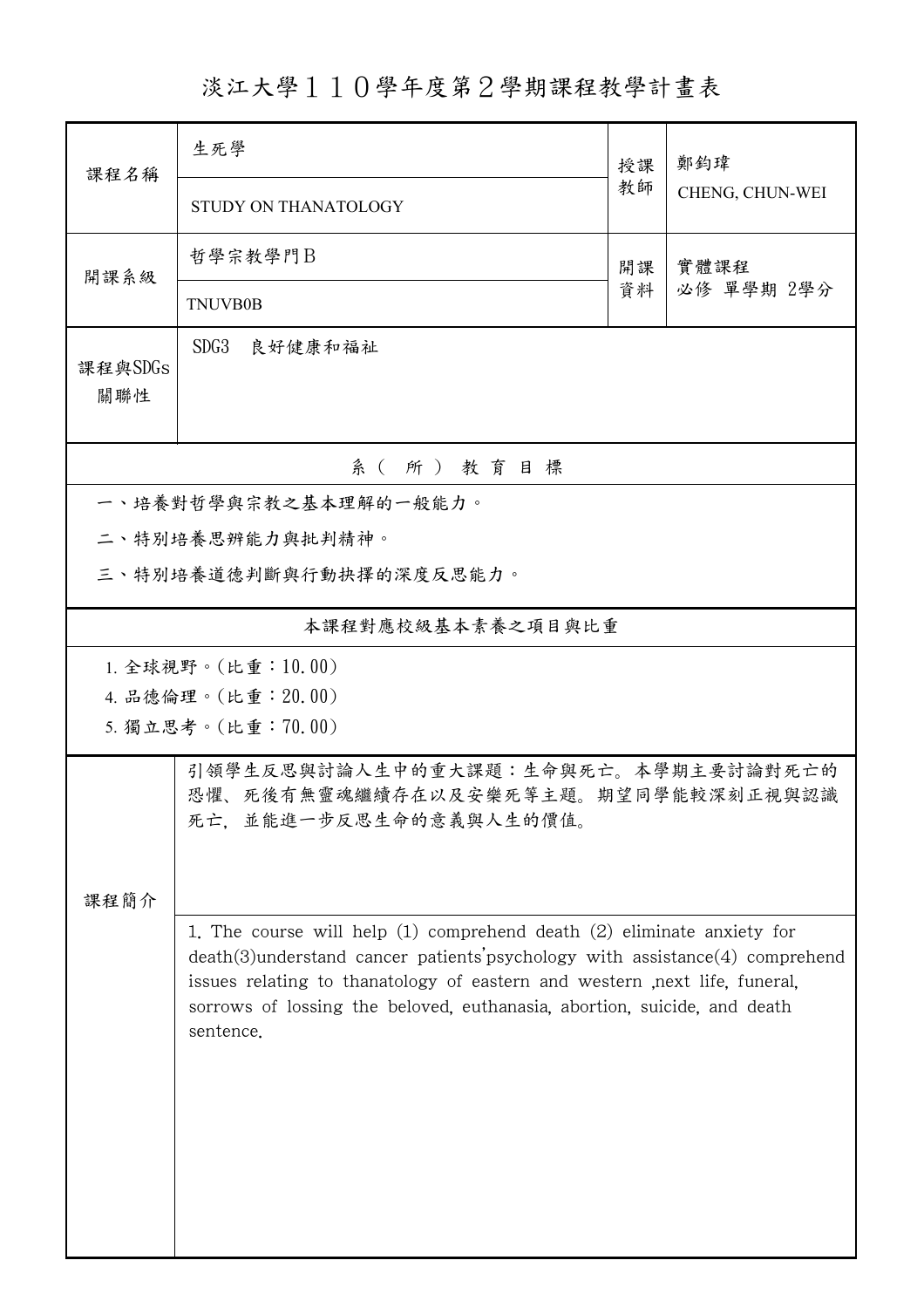# 淡江大學１１０學年度第２學期課程教學計畫表

| 課程名稱 | 生死學 | 授課教師 | 鄭鈞瑋 |
|---|---|---|---|
| | STUDY ON THANATOLOGY | | CHENG, CHUN-WEI |
| 開課系級 | 哲學宗教學門Ｂ | 開課資料 | 實體課程<br>必修 單學期 2學分 |
| | TNUVB0B | | |
| 課程與SDGs關聯性 | SDG3　良好健康和福祉 | | |

## 系（所）教育目標

一、培養對哲學與宗教之基本理解的一般能力。

二、特別培養思辨能力與批判精神。

三、特別培養道德判斷與行動抉擇的深度反思能力。

## 本課程對應校級基本素養之項目與比重

1. 全球視野。(比重：10.00)
4. 品德倫理。(比重：20.00)
5. 獨立思考。(比重：70.00)

## 課程簡介

引領學生反思與討論人生中的重大課題：生命與死亡。本學期主要討論對死亡的恐懼、死後有無靈魂繼續存在以及安樂死等主題。期望同學能較深刻正視與認識死亡，並能進一步反思生命的意義與人生的價值。

1. The course will help (1) comprehend death (2) eliminate anxiety for death(3)understand cancer patients'psychology with assistance(4) comprehend issues relating to thanatology of eastern and western ,next life, funeral, sorrows of lossing the beloved, euthanasia, abortion, suicide, and death sentence.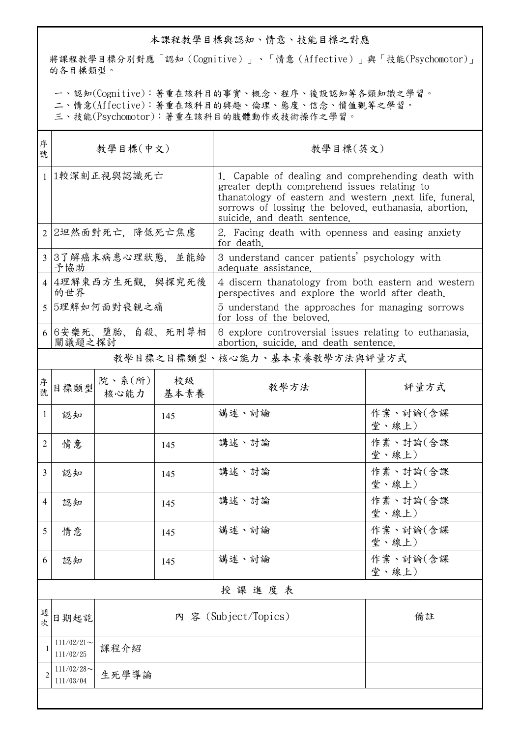本課程教學目標與認知、情意、技能目標之對應

將課程教學目標分別對應「認知（Cognitive）」、「情意（Affective）」與「技能(Psychomotor)」的各目標類型。

一、認知(Cognitive)：著重在該科目的事實、概念、程序、後設認知等各類知識之學習。
二、情意(Affective)：著重在該科目的興趣、倫理、態度、信念、價值觀等之學習。
三、技能(Psychomotor)：著重在該科目的肢體動作或技術操作之學習。

| 序號 | 教學目標(中文) | 教學目標(英文) |
|---|---|---|
| 1 | 1較深刻正視與認識死亡 | 1. Capable of dealing and comprehending death with greater depth comprehend issues relating to thanatology of eastern and western ,next life, funeral, sorrows of lossing the beloved, euthanasia, abortion, suicide, and death sentence. |
| 2 | 2坦然面對死亡，降低死亡焦慮 | 2. Facing death with openness and easing anxiety for death. |
| 3 | 3了解癌末病患心理狀態，並能給予協助 | 3 understand cancer patients' psychology with adequate assistance. |
| 4 | 4理解東西方生死觀，與探究死後的世界 | 4 discern thanatology from both eastern and western perspectives and explore the world after death. |
| 5 | 5理解如何面對喪親之痛 | 5 understand the approaches for managing sorrows for loss of the beloved. |
| 6 | 6安樂死、墮胎、自殺、死刑等相關議題之探討 | 6 explore controversial issues relating to euthanasia, abortion, suicide, and death sentence. |

教學目標之目標類型、核心能力、基本素養教學方法與評量方式

| 序號 | 目標類型 | 院、系(所)核心能力 | 校級基本素養 | 教學方法 | 評量方式 |
|---|---|---|---|---|---|
| 1 | 認知 | | 145 | 講述、討論 | 作業、討論(含課堂、線上) |
| 2 | 情意 | | 145 | 講述、討論 | 作業、討論(含課堂、線上) |
| 3 | 認知 | | 145 | 講述、討論 | 作業、討論(含課堂、線上) |
| 4 | 認知 | | 145 | 講述、討論 | 作業、討論(含課堂、線上) |
| 5 | 情意 | | 145 | 講述、討論 | 作業、討論(含課堂、線上) |
| 6 | 認知 | | 145 | 講述、討論 | 作業、討論(含課堂、線上) |

授 課 進 度 表

| 週次 | 日期起訖 | 內 容 (Subject/Topics) | 備註 |
|---|---|---|---|
| 1 | 111/02/21～111/02/25 | 課程介紹 | |
| 2 | 111/02/28～111/03/04 | 生死學導論 | |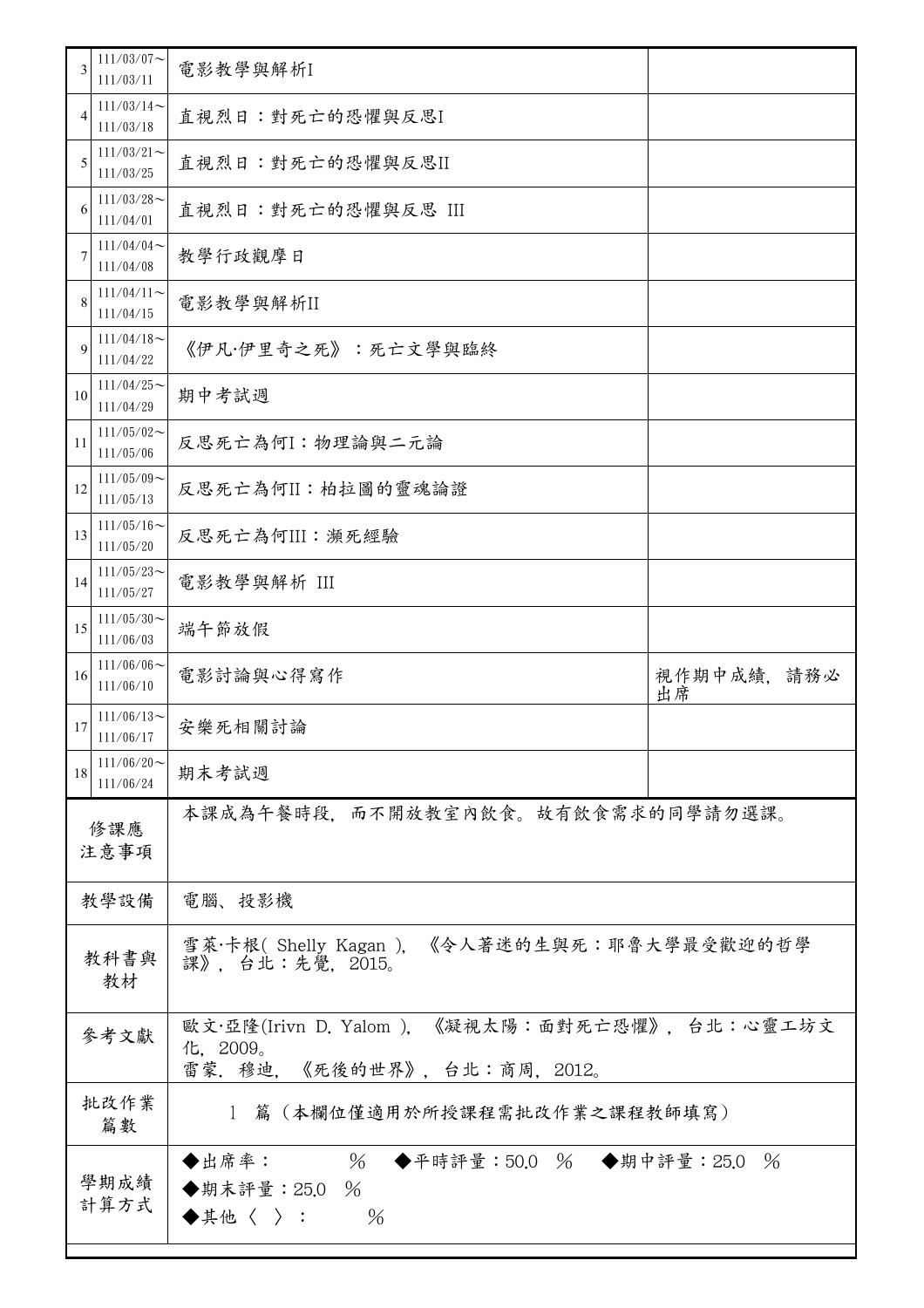| 週次 | 日期 | 內容 | 備註 |
|---|---|---|---|
| 3 | 111/03/07～111/03/11 | 電影教學與解析I | |
| 4 | 111/03/14～111/03/18 | 直視烈日：對死亡的恐懼與反思I | |
| 5 | 111/03/21～111/03/25 | 直視烈日：對死亡的恐懼與反思II | |
| 6 | 111/03/28～111/04/01 | 直視烈日：對死亡的恐懼與反思 III | |
| 7 | 111/04/04～111/04/08 | 教學行政觀摩日 | |
| 8 | 111/04/11～111/04/15 | 電影教學與解析II | |
| 9 | 111/04/18～111/04/22 | 《伊凡·伊里奇之死》：死亡文學與臨終 | |
| 10 | 111/04/25～111/04/29 | 期中考試週 | |
| 11 | 111/05/02～111/05/06 | 反思死亡為何I：物理論與二元論 | |
| 12 | 111/05/09～111/05/13 | 反思死亡為何II：柏拉圖的靈魂論證 | |
| 13 | 111/05/16～111/05/20 | 反思死亡為何III：瀕死經驗 | |
| 14 | 111/05/23～111/05/27 | 電影教學與解析 III | |
| 15 | 111/05/30～111/06/03 | 端午節放假 | |
| 16 | 111/06/06～111/06/10 | 電影討論與心得寫作 | 視作期中成績，請務必出席 |
| 17 | 111/06/13～111/06/17 | 安樂死相關討論 | |
| 18 | 111/06/20～111/06/24 | 期末考試週 | |

| 項目 | 內容 |
|---|---|
| 修課應注意事項 | 本課成為午餐時段，而不開放教室內飲食。故有飲食需求的同學請勿選課。 |
| 教學設備 | 電腦、投影機 |
| 教科書與教材 | 雪萊·卡根( Shelly Kagan )，《令人著迷的生與死：耶魯大學最受歡迎的哲學課》，台北：先覺，2015。 |
| 參考文獻 | 歐文·亞隆(Irivn D. Yalom )，《凝視太陽：面對死亡恐懼》，台北：心靈工坊文化，2009。<br>雷蒙．穆迪，《死後的世界》，台北：商周，2012。 |
| 批改作業篇數 | 1 篇（本欄位僅適用於所授課程需批改作業之課程教師填寫） |
| 學期成績計算方式 | ◆出席率： %　◆平時評量：50.0 %　◆期中評量：25.0 %<br>◆期末評量：25.0 %<br>◆其他〈 〉： % |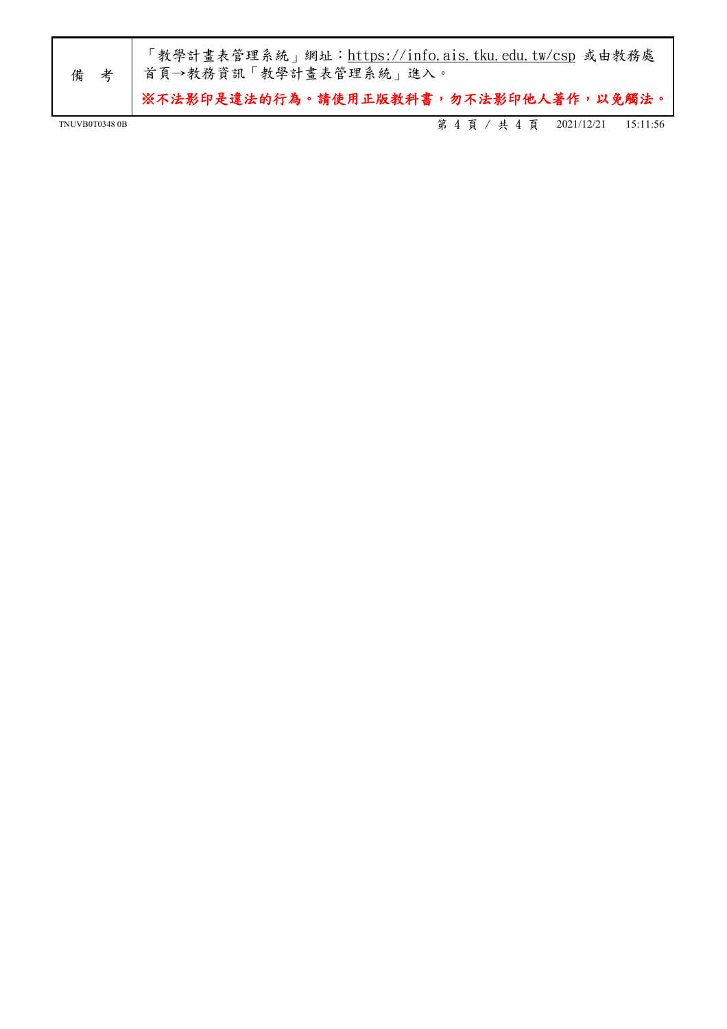| 備　考 | 「教學計畫表管理系統」網址：https://info.ais.tku.edu.tw/csp 或由教務處首頁→教務資訊「教學計畫表管理系統」進入。<br>**※不法影印是違法的行為。請使用正版教科書，勿不法影印他人著作，以免觸法。** |
| --- | --- |

TNUVB0T0348 0B